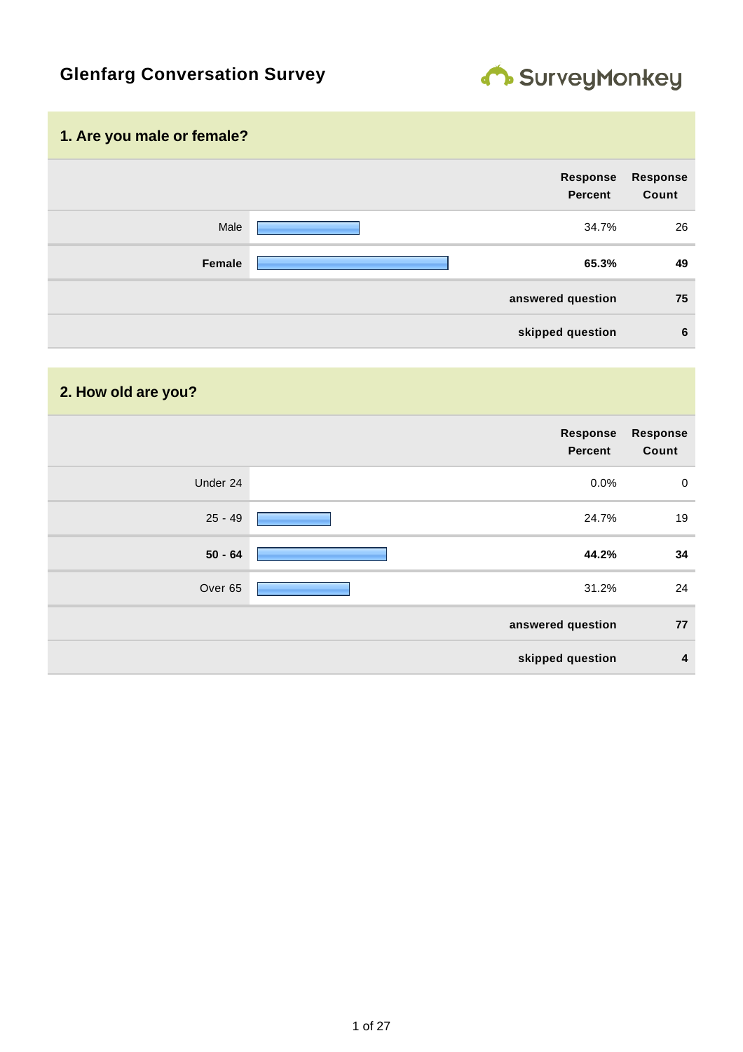# Glenfarg Conversation Survey

## 1. Are you male or female?

| | Response Percent | Response Count |
|---|---|---|
| Male | 34.7% | 26 |
| **Female** | **65.3%** | **49** |
| | **answered question** | **75** |
| | **skipped question** | **6** |

## 2. How old are you?

| | Response Percent | Response Count |
|---|---|---|
| Under 24 | 0.0% | 0 |
| 25 - 49 | 24.7% | 19 |
| **50 - 64** | **44.2%** | **34** |
| Over 65 | 31.2% | 24 |
| | **answered question** | **77** |
| | **skipped question** | **4** |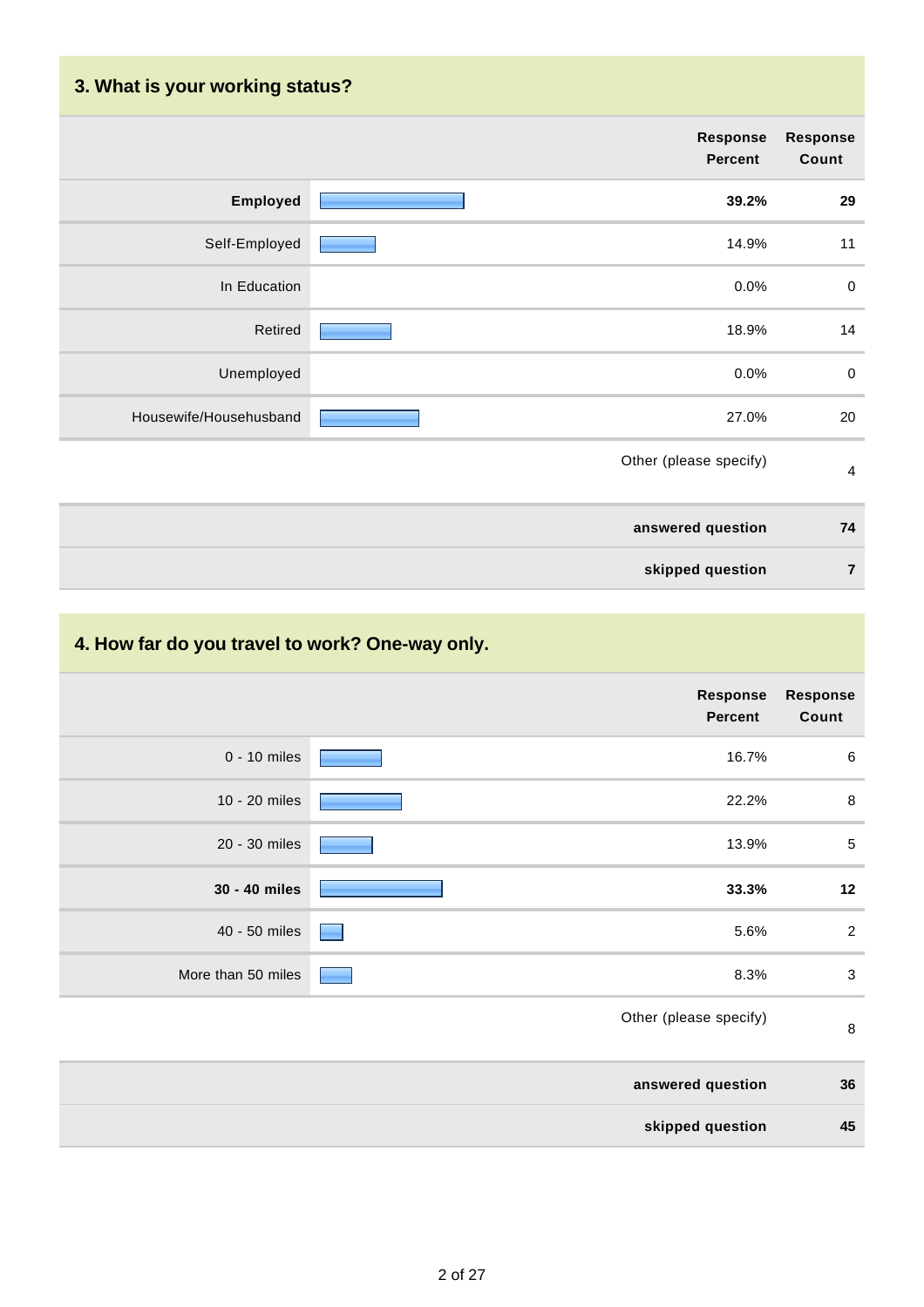## 3. What is your working status?

| | Response Percent | Response Count |
|---|---|---|
| **Employed** | **39.2%** | **29** |
| Self-Employed | 14.9% | 11 |
| In Education | 0.0% | 0 |
| Retired | 18.9% | 14 |
| Unemployed | 0.0% | 0 |
| Housewife/Househusband | 27.0% | 20 |
| Other (please specify) | | 4 |
| **answered question** | | **74** |
| **skipped question** | | **7** |

## 4. How far do you travel to work? One-way only.

| | Response Percent | Response Count |
|---|---|---|
| 0 - 10 miles | 16.7% | 6 |
| 10 - 20 miles | 22.2% | 8 |
| 20 - 30 miles | 13.9% | 5 |
| **30 - 40 miles** | **33.3%** | **12** |
| 40 - 50 miles | 5.6% | 2 |
| More than 50 miles | 8.3% | 3 |
| Other (please specify) | | 8 |
| **answered question** | | **36** |
| **skipped question** | | **45** |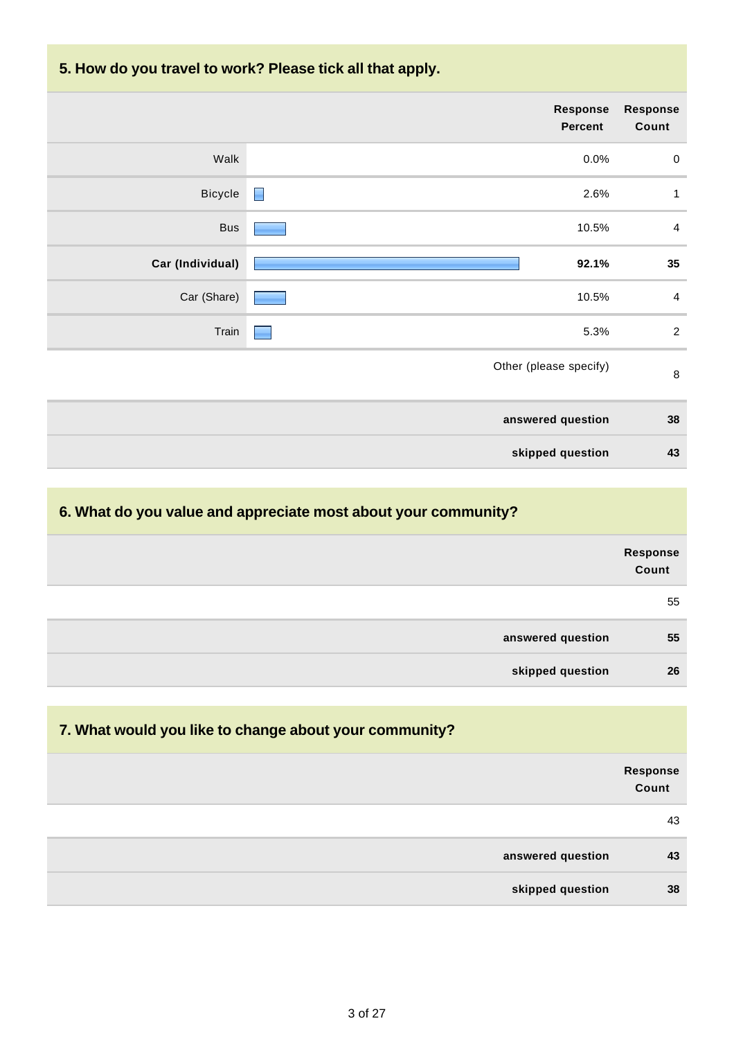## 5. How do you travel to work? Please tick all that apply.

| | Response Percent | Response Count |
|---|---|---|
| Walk | 0.0% | 0 |
| Bicycle | 2.6% | 1 |
| Bus | 10.5% | 4 |
| **Car (Individual)** | **92.1%** | **35** |
| Car (Share) | 10.5% | 4 |
| Train | 5.3% | 2 |
| | Other (please specify) | 8 |
| | **answered question** | **38** |
| | **skipped question** | **43** |

## 6. What do you value and appreciate most about your community?

| | Response Count |
|---|---|
| | 55 |
| **answered question** | **55** |
| **skipped question** | **26** |

## 7. What would you like to change about your community?

| | Response Count |
|---|---|
| | 43 |
| **answered question** | **43** |
| **skipped question** | **38** |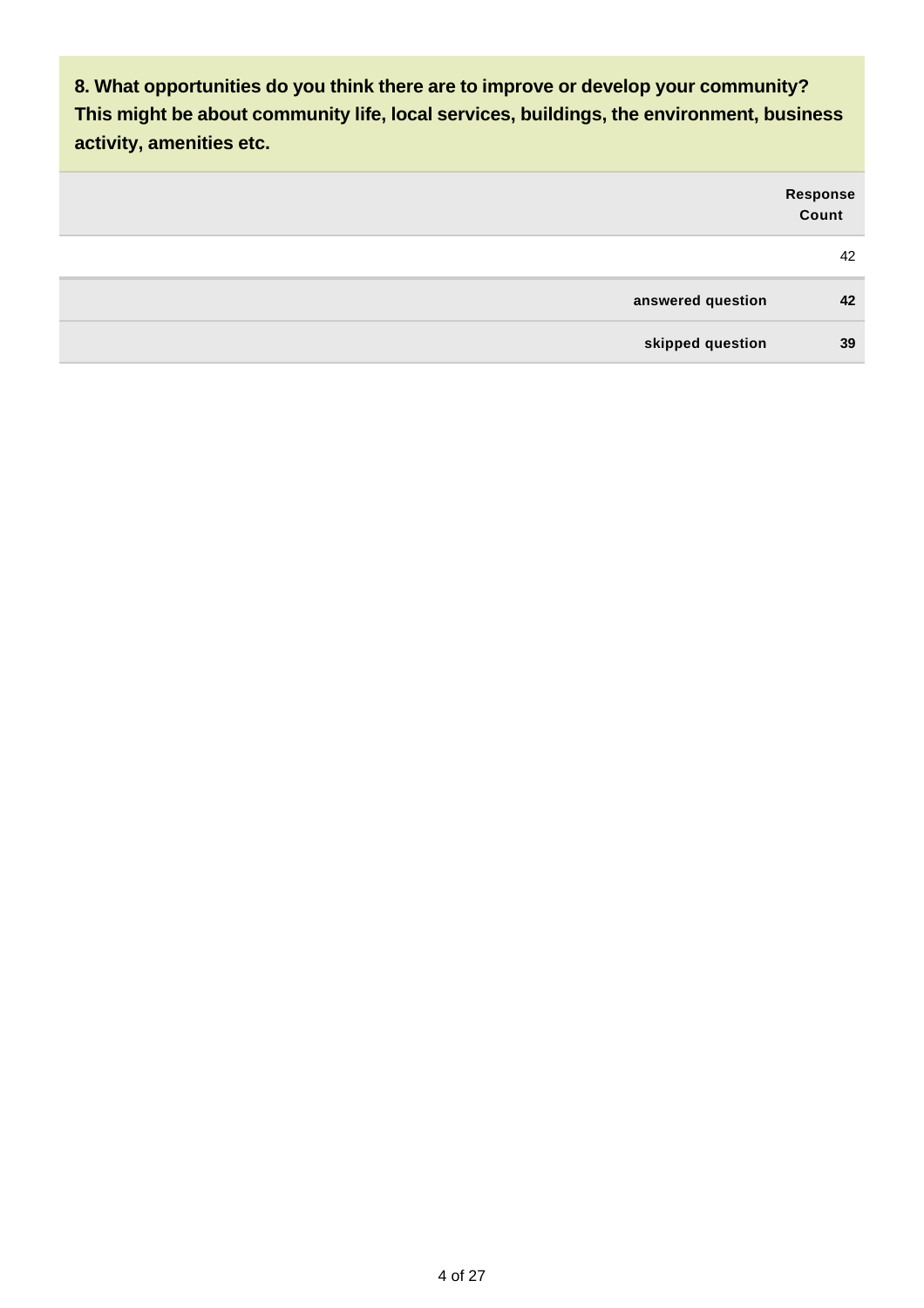**8. What opportunities do you think there are to improve or develop your community? This might be about community life, local services, buildings, the environment, business activity, amenities etc.**

| | Response Count |
|---|---|
| | 42 |
| **answered question** | **42** |
| **skipped question** | **39** |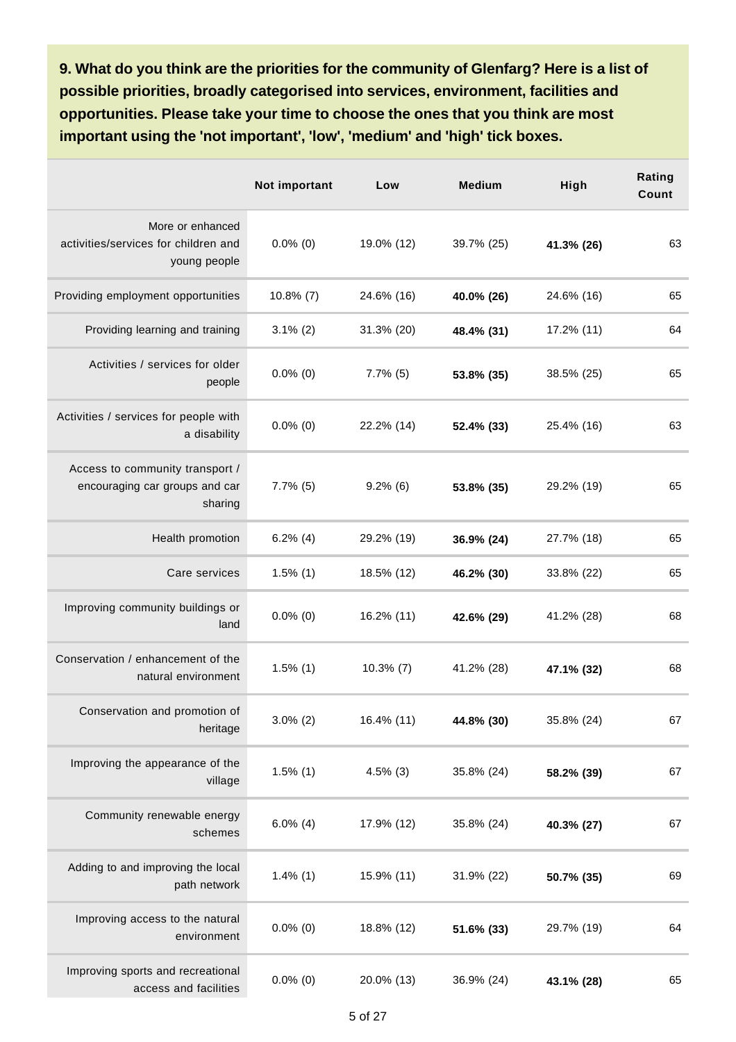**9. What do you think are the priorities for the community of Glenfarg? Here is a list of possible priorities, broadly categorised into services, environment, facilities and opportunities. Please take your time to choose the ones that you think are most important using the 'not important', 'low', 'medium' and 'high' tick boxes.**

| | Not important | Low | Medium | High | Rating Count |
|---|---|---|---|---|---|
| More or enhanced activities/services for children and young people | 0.0% (0) | 19.0% (12) | 39.7% (25) | **41.3% (26)** | 63 |
| Providing employment opportunities | 10.8% (7) | 24.6% (16) | **40.0% (26)** | 24.6% (16) | 65 |
| Providing learning and training | 3.1% (2) | 31.3% (20) | **48.4% (31)** | 17.2% (11) | 64 |
| Activities / services for older people | 0.0% (0) | 7.7% (5) | **53.8% (35)** | 38.5% (25) | 65 |
| Activities / services for people with a disability | 0.0% (0) | 22.2% (14) | **52.4% (33)** | 25.4% (16) | 63 |
| Access to community transport / encouraging car groups and car sharing | 7.7% (5) | 9.2% (6) | **53.8% (35)** | 29.2% (19) | 65 |
| Health promotion | 6.2% (4) | 29.2% (19) | **36.9% (24)** | 27.7% (18) | 65 |
| Care services | 1.5% (1) | 18.5% (12) | **46.2% (30)** | 33.8% (22) | 65 |
| Improving community buildings or land | 0.0% (0) | 16.2% (11) | **42.6% (29)** | 41.2% (28) | 68 |
| Conservation / enhancement of the natural environment | 1.5% (1) | 10.3% (7) | 41.2% (28) | **47.1% (32)** | 68 |
| Conservation and promotion of heritage | 3.0% (2) | 16.4% (11) | **44.8% (30)** | 35.8% (24) | 67 |
| Improving the appearance of the village | 1.5% (1) | 4.5% (3) | 35.8% (24) | **58.2% (39)** | 67 |
| Community renewable energy schemes | 6.0% (4) | 17.9% (12) | 35.8% (24) | **40.3% (27)** | 67 |
| Adding to and improving the local path network | 1.4% (1) | 15.9% (11) | 31.9% (22) | **50.7% (35)** | 69 |
| Improving access to the natural environment | 0.0% (0) | 18.8% (12) | **51.6% (33)** | 29.7% (19) | 64 |
| Improving sports and recreational access and facilities | 0.0% (0) | 20.0% (13) | 36.9% (24) | **43.1% (28)** | 65 |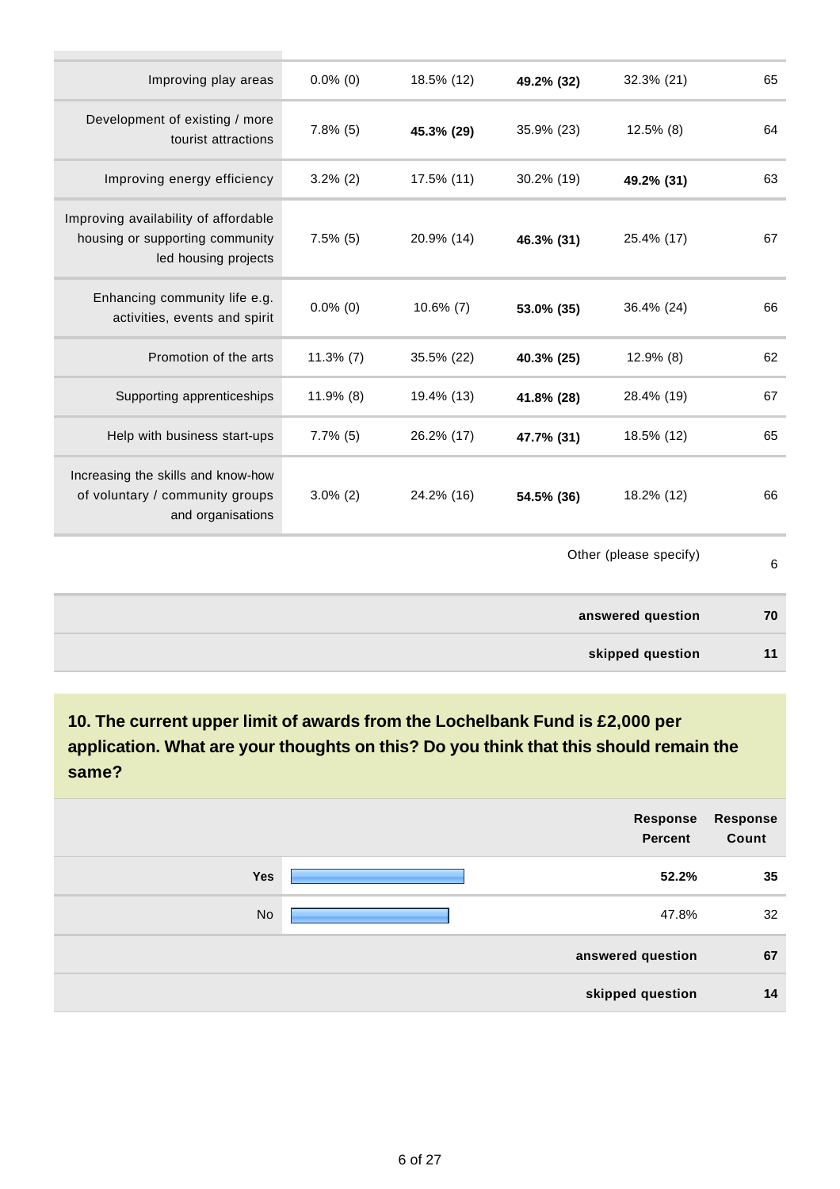| | | | | | |
|---|---|---|---|---|---|
| Improving play areas | 0.0% (0) | 18.5% (12) | **49.2% (32)** | 32.3% (21) | 65 |
| Development of existing / more tourist attractions | 7.8% (5) | **45.3% (29)** | 35.9% (23) | 12.5% (8) | 64 |
| Improving energy efficiency | 3.2% (2) | 17.5% (11) | 30.2% (19) | **49.2% (31)** | 63 |
| Improving availability of affordable housing or supporting community led housing projects | 7.5% (5) | 20.9% (14) | **46.3% (31)** | 25.4% (17) | 67 |
| Enhancing community life e.g. activities, events and spirit | 0.0% (0) | 10.6% (7) | **53.0% (35)** | 36.4% (24) | 66 |
| Promotion of the arts | 11.3% (7) | 35.5% (22) | **40.3% (25)** | 12.9% (8) | 62 |
| Supporting apprenticeships | 11.9% (8) | 19.4% (13) | **41.8% (28)** | 28.4% (19) | 67 |
| Help with business start-ups | 7.7% (5) | 26.2% (17) | **47.7% (31)** | 18.5% (12) | 65 |
| Increasing the skills and know-how of voluntary / community groups and organisations | 3.0% (2) | 24.2% (16) | **54.5% (36)** | 18.2% (12) | 66 |
| | | | | Other (please specify) | 6 |
| | | | | **answered question** | **70** |
| | | | | **skipped question** | **11** |

## 10. The current upper limit of awards from the Lochelbank Fund is £2,000 per application. What are your thoughts on this? Do you think that this should remain the same?

| | Response Percent | Response Count |
|---|---|---|
| **Yes** | **52.2%** | **35** |
| No | 47.8% | 32 |
| | **answered question** | **67** |
| | **skipped question** | **14** |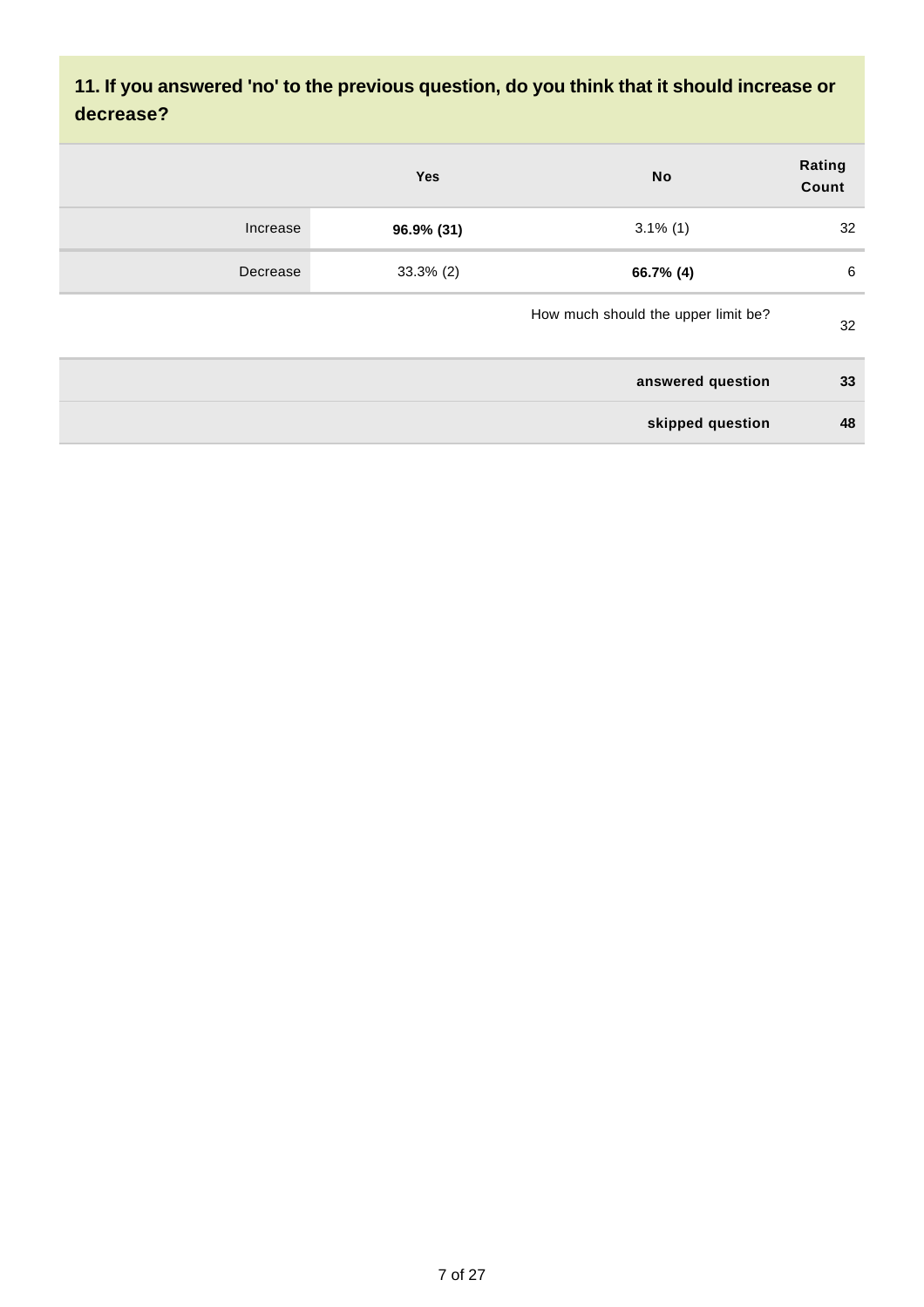## 11. If you answered 'no' to the previous question, do you think that it should increase or decrease?

| | Yes | No | Rating Count |
|---|---|---|---|
| Increase | **96.9% (31)** | 3.1% (1) | 32 |
| Decrease | 33.3% (2) | **66.7% (4)** | 6 |
| | | How much should the upper limit be? | 32 |
| | | **answered question** | **33** |
| | | **skipped question** | **48** |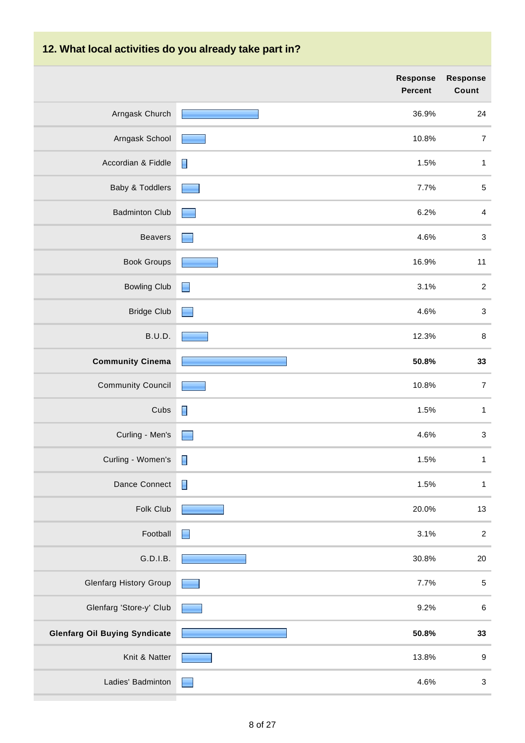## 12. What local activities do you already take part in?

| | Response Percent | Response Count |
|---|---|---|
| Arngask Church | 36.9% | 24 |
| Arngask School | 10.8% | 7 |
| Accordian & Fiddle | 1.5% | 1 |
| Baby & Toddlers | 7.7% | 5 |
| Badminton Club | 6.2% | 4 |
| Beavers | 4.6% | 3 |
| Book Groups | 16.9% | 11 |
| Bowling Club | 3.1% | 2 |
| Bridge Club | 4.6% | 3 |
| B.U.D. | 12.3% | 8 |
| **Community Cinema** | **50.8%** | **33** |
| Community Council | 10.8% | 7 |
| Cubs | 1.5% | 1 |
| Curling - Men's | 4.6% | 3 |
| Curling - Women's | 1.5% | 1 |
| Dance Connect | 1.5% | 1 |
| Folk Club | 20.0% | 13 |
| Football | 3.1% | 2 |
| G.D.I.B. | 30.8% | 20 |
| Glenfarg History Group | 7.7% | 5 |
| Glenfarg 'Store-y' Club | 9.2% | 6 |
| **Glenfarg Oil Buying Syndicate** | **50.8%** | **33** |
| Knit & Natter | 13.8% | 9 |
| Ladies' Badminton | 4.6% | 3 |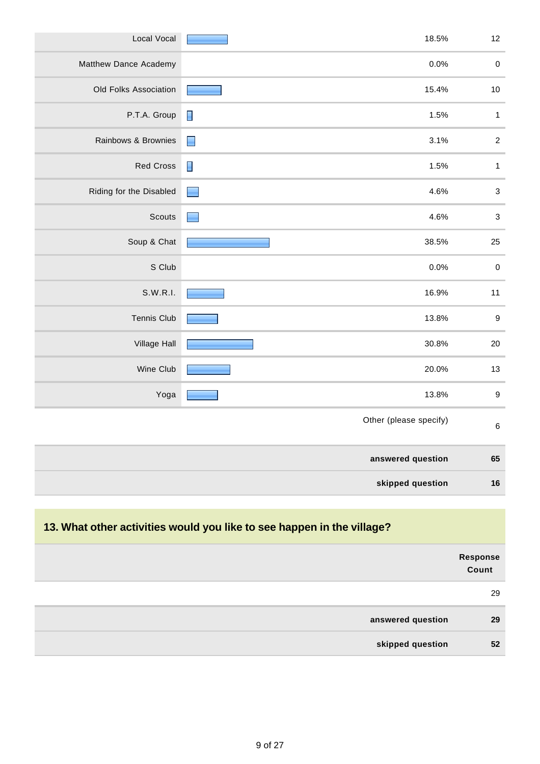| | | |
|---|---|---|
| Local Vocal | 18.5% | 12 |
| Matthew Dance Academy | 0.0% | 0 |
| Old Folks Association | 15.4% | 10 |
| P.T.A. Group | 1.5% | 1 |
| Rainbows & Brownies | 3.1% | 2 |
| Red Cross | 1.5% | 1 |
| Riding for the Disabled | 4.6% | 3 |
| Scouts | 4.6% | 3 |
| Soup & Chat | 38.5% | 25 |
| S Club | 0.0% | 0 |
| S.W.R.I. | 16.9% | 11 |
| Tennis Club | 13.8% | 9 |
| Village Hall | 30.8% | 20 |
| Wine Club | 20.0% | 13 |
| Yoga | 13.8% | 9 |
| | Other (please specify) | 6 |
| | **answered question** | **65** |
| | **skipped question** | **16** |

## 13. What other activities would you like to see happen in the village?

| | Response Count |
|---|---|
| | 29 |
| **answered question** | **29** |
| **skipped question** | **52** |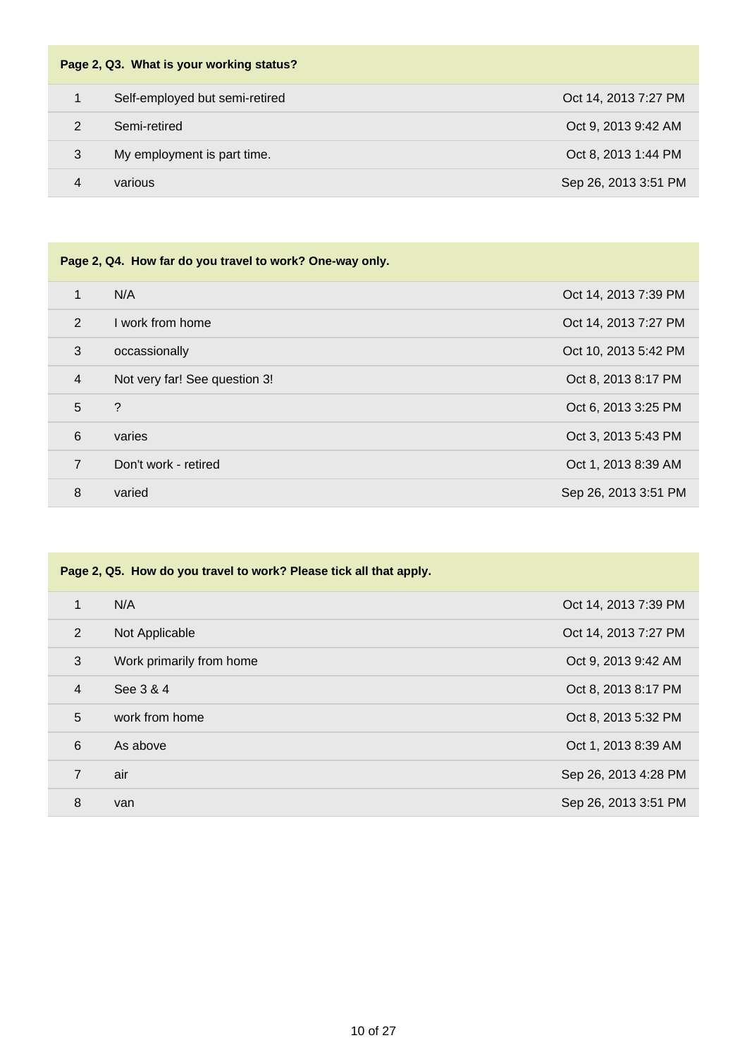**Page 2, Q3. What is your working status?**

| | | |
|---|---|---|
| 1 | Self-employed but semi-retired | Oct 14, 2013 7:27 PM |
| 2 | Semi-retired | Oct 9, 2013 9:42 AM |
| 3 | My employment is part time. | Oct 8, 2013 1:44 PM |
| 4 | various | Sep 26, 2013 3:51 PM |

**Page 2, Q4. How far do you travel to work? One-way only.**

| | | |
|---|---|---|
| 1 | N/A | Oct 14, 2013 7:39 PM |
| 2 | I work from home | Oct 14, 2013 7:27 PM |
| 3 | occassionally | Oct 10, 2013 5:42 PM |
| 4 | Not very far! See question 3! | Oct 8, 2013 8:17 PM |
| 5 | ? | Oct 6, 2013 3:25 PM |
| 6 | varies | Oct 3, 2013 5:43 PM |
| 7 | Don't work - retired | Oct 1, 2013 8:39 AM |
| 8 | varied | Sep 26, 2013 3:51 PM |

**Page 2, Q5. How do you travel to work? Please tick all that apply.**

| | | |
|---|---|---|
| 1 | N/A | Oct 14, 2013 7:39 PM |
| 2 | Not Applicable | Oct 14, 2013 7:27 PM |
| 3 | Work primarily from home | Oct 9, 2013 9:42 AM |
| 4 | See 3 & 4 | Oct 8, 2013 8:17 PM |
| 5 | work from home | Oct 8, 2013 5:32 PM |
| 6 | As above | Oct 1, 2013 8:39 AM |
| 7 | air | Sep 26, 2013 4:28 PM |
| 8 | van | Sep 26, 2013 3:51 PM |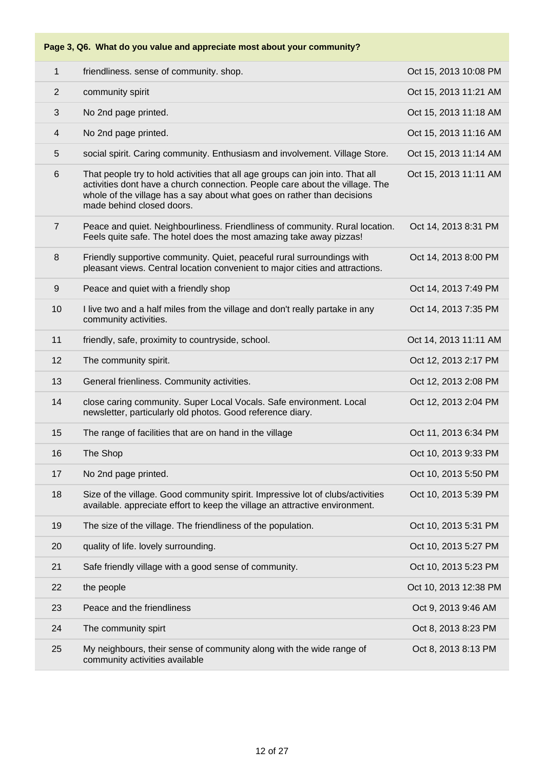**Page 3, Q6. What do you value and appreciate most about your community?**

| # | Response | Date |
|---|---|---|
| 1 | friendliness. sense of community. shop. | Oct 15, 2013 10:08 PM |
| 2 | community spirit | Oct 15, 2013 11:21 AM |
| 3 | No 2nd page printed. | Oct 15, 2013 11:18 AM |
| 4 | No 2nd page printed. | Oct 15, 2013 11:16 AM |
| 5 | social spirit. Caring community. Enthusiasm and involvement. Village Store. | Oct 15, 2013 11:14 AM |
| 6 | That people try to hold activities that all age groups can join into. That all activities dont have a church connection. People care about the village. The whole of the village has a say about what goes on rather than decisions made behind closed doors. | Oct 15, 2013 11:11 AM |
| 7 | Peace and quiet. Neighbourliness. Friendliness of community. Rural location. Feels quite safe. The hotel does the most amazing take away pizzas! | Oct 14, 2013 8:31 PM |
| 8 | Friendly supportive community. Quiet, peaceful rural surroundings with pleasant views. Central location convenient to major cities and attractions. | Oct 14, 2013 8:00 PM |
| 9 | Peace and quiet with a friendly shop | Oct 14, 2013 7:49 PM |
| 10 | I live two and a half miles from the village and don't really partake in any community activities. | Oct 14, 2013 7:35 PM |
| 11 | friendly, safe, proximity to countryside, school. | Oct 14, 2013 11:11 AM |
| 12 | The community spirit. | Oct 12, 2013 2:17 PM |
| 13 | General frienliness. Community activities. | Oct 12, 2013 2:08 PM |
| 14 | close caring community. Super Local Vocals. Safe environment. Local newsletter, particularly old photos. Good reference diary. | Oct 12, 2013 2:04 PM |
| 15 | The range of facilities that are on hand in the village | Oct 11, 2013 6:34 PM |
| 16 | The Shop | Oct 10, 2013 9:33 PM |
| 17 | No 2nd page printed. | Oct 10, 2013 5:50 PM |
| 18 | Size of the village. Good community spirit. Impressive lot of clubs/activities available. appreciate effort to keep the village an attractive environment. | Oct 10, 2013 5:39 PM |
| 19 | The size of the village. The friendliness of the population. | Oct 10, 2013 5:31 PM |
| 20 | quality of life. lovely surrounding. | Oct 10, 2013 5:27 PM |
| 21 | Safe friendly village with a good sense of community. | Oct 10, 2013 5:23 PM |
| 22 | the people | Oct 10, 2013 12:38 PM |
| 23 | Peace and the friendliness | Oct 9, 2013 9:46 AM |
| 24 | The community spirt | Oct 8, 2013 8:23 PM |
| 25 | My neighbours, their sense of community along with the wide range of community activities available | Oct 8, 2013 8:13 PM |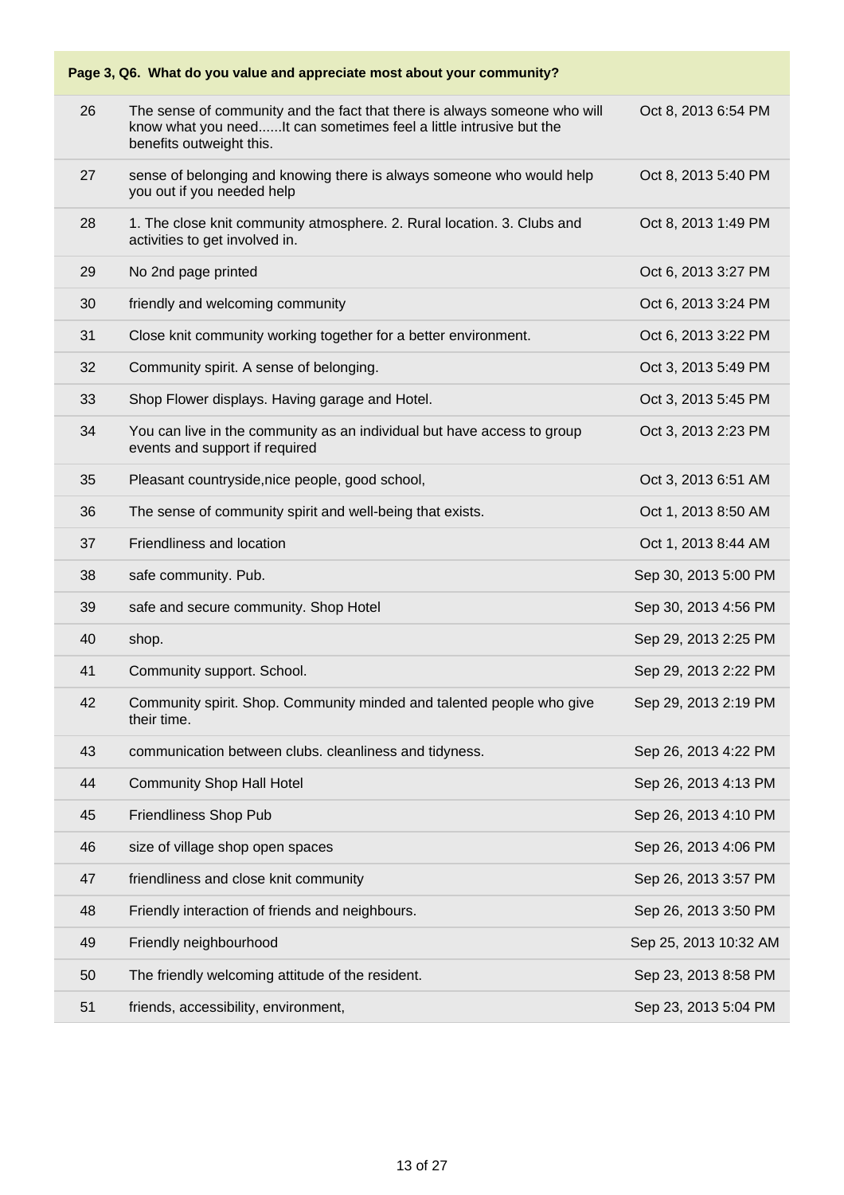| Page 3, Q6. What do you value and appreciate most about your community? | | |
|---|---|---|
| 26 | The sense of community and the fact that there is always someone who will know what you need......It can sometimes feel a little intrusive but the benefits outweight this. | Oct 8, 2013 6:54 PM |
| 27 | sense of belonging and knowing there is always someone who would help you out if you needed help | Oct 8, 2013 5:40 PM |
| 28 | 1. The close knit community atmosphere. 2. Rural location. 3. Clubs and activities to get involved in. | Oct 8, 2013 1:49 PM |
| 29 | No 2nd page printed | Oct 6, 2013 3:27 PM |
| 30 | friendly and welcoming community | Oct 6, 2013 3:24 PM |
| 31 | Close knit community working together for a better environment. | Oct 6, 2013 3:22 PM |
| 32 | Community spirit. A sense of belonging. | Oct 3, 2013 5:49 PM |
| 33 | Shop Flower displays. Having garage and Hotel. | Oct 3, 2013 5:45 PM |
| 34 | You can live in the community as an individual but have access to group events and support if required | Oct 3, 2013 2:23 PM |
| 35 | Pleasant countryside,nice people, good school, | Oct 3, 2013 6:51 AM |
| 36 | The sense of community spirit and well-being that exists. | Oct 1, 2013 8:50 AM |
| 37 | Friendliness and location | Oct 1, 2013 8:44 AM |
| 38 | safe community. Pub. | Sep 30, 2013 5:00 PM |
| 39 | safe and secure community. Shop Hotel | Sep 30, 2013 4:56 PM |
| 40 | shop. | Sep 29, 2013 2:25 PM |
| 41 | Community support. School. | Sep 29, 2013 2:22 PM |
| 42 | Community spirit. Shop. Community minded and talented people who give their time. | Sep 29, 2013 2:19 PM |
| 43 | communication between clubs. cleanliness and tidyness. | Sep 26, 2013 4:22 PM |
| 44 | Community Shop Hall Hotel | Sep 26, 2013 4:13 PM |
| 45 | Friendliness Shop Pub | Sep 26, 2013 4:10 PM |
| 46 | size of village shop open spaces | Sep 26, 2013 4:06 PM |
| 47 | friendliness and close knit community | Sep 26, 2013 3:57 PM |
| 48 | Friendly interaction of friends and neighbours. | Sep 26, 2013 3:50 PM |
| 49 | Friendly neighbourhood | Sep 25, 2013 10:32 AM |
| 50 | The friendly welcoming attitude of the resident. | Sep 23, 2013 8:58 PM |
| 51 | friends, accessibility, environment, | Sep 23, 2013 5:04 PM |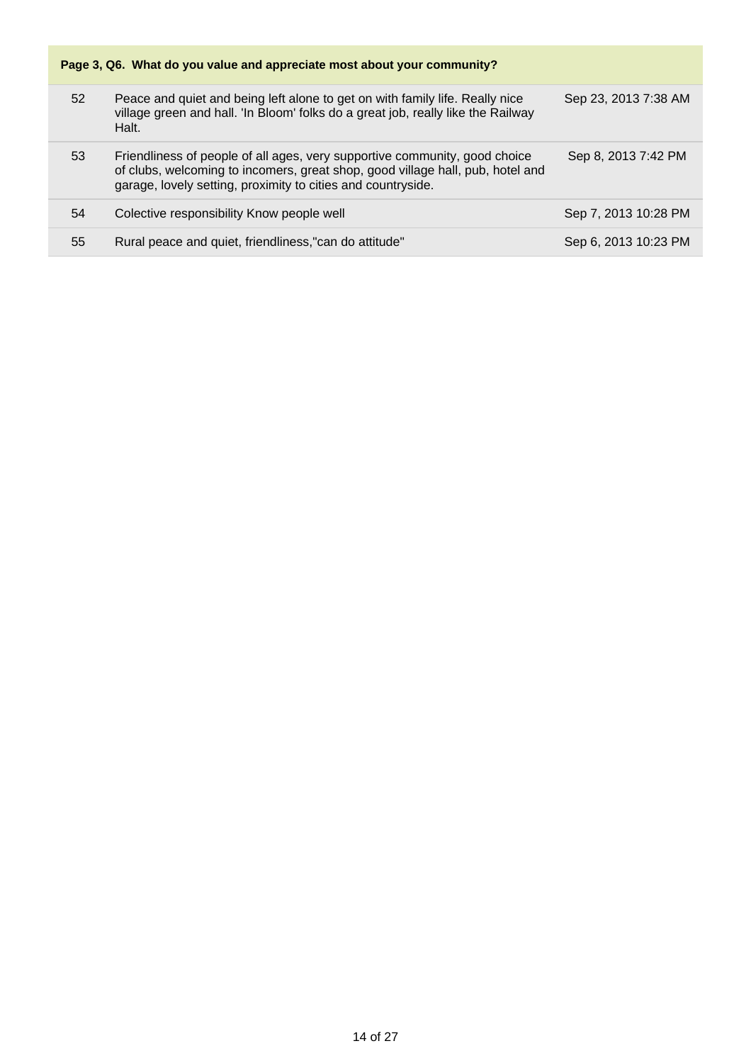**Page 3, Q6. What do you value and appreciate most about your community?**

| | | |
|---|---|---|
| 52 | Peace and quiet and being left alone to get on with family life. Really nice village green and hall. 'In Bloom' folks do a great job, really like the Railway Halt. | Sep 23, 2013 7:38 AM |
| 53 | Friendliness of people of all ages, very supportive community, good choice of clubs, welcoming to incomers, great shop, good village hall, pub, hotel and garage, lovely setting, proximity to cities and countryside. | Sep 8, 2013 7:42 PM |
| 54 | Colective responsibility Know people well | Sep 7, 2013 10:28 PM |
| 55 | Rural peace and quiet, friendliness,"can do attitude" | Sep 6, 2013 10:23 PM |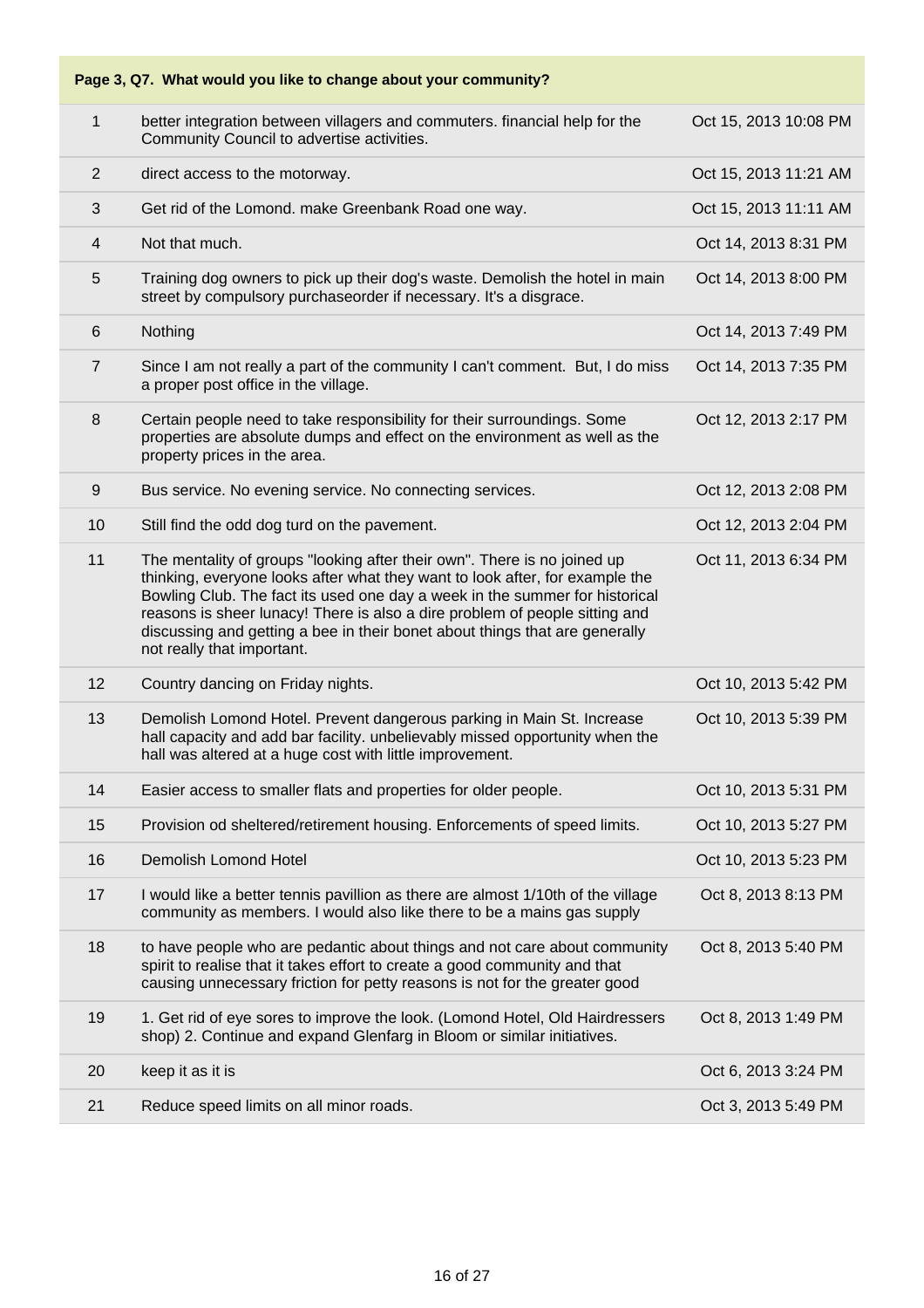**Page 3, Q7. What would you like to change about your community?**

| # | Response | Date |
|---|---|---|
| 1 | better integration between villagers and commuters. financial help for the Community Council to advertise activities. | Oct 15, 2013 10:08 PM |
| 2 | direct access to the motorway. | Oct 15, 2013 11:21 AM |
| 3 | Get rid of the Lomond. make Greenbank Road one way. | Oct 15, 2013 11:11 AM |
| 4 | Not that much. | Oct 14, 2013 8:31 PM |
| 5 | Training dog owners to pick up their dog's waste. Demolish the hotel in main street by compulsory purchaseorder if necessary. It's a disgrace. | Oct 14, 2013 8:00 PM |
| 6 | Nothing | Oct 14, 2013 7:49 PM |
| 7 | Since I am not really a part of the community I can't comment. But, I do miss a proper post office in the village. | Oct 14, 2013 7:35 PM |
| 8 | Certain people need to take responsibility for their surroundings. Some properties are absolute dumps and effect on the environment as well as the property prices in the area. | Oct 12, 2013 2:17 PM |
| 9 | Bus service. No evening service. No connecting services. | Oct 12, 2013 2:08 PM |
| 10 | Still find the odd dog turd on the pavement. | Oct 12, 2013 2:04 PM |
| 11 | The mentality of groups "looking after their own". There is no joined up thinking, everyone looks after what they want to look after, for example the Bowling Club. The fact its used one day a week in the summer for historical reasons is sheer lunacy! There is also a dire problem of people sitting and discussing and getting a bee in their bonet about things that are generally not really that important. | Oct 11, 2013 6:34 PM |
| 12 | Country dancing on Friday nights. | Oct 10, 2013 5:42 PM |
| 13 | Demolish Lomond Hotel. Prevent dangerous parking in Main St. Increase hall capacity and add bar facility. unbelievably missed opportunity when the hall was altered at a huge cost with little improvement. | Oct 10, 2013 5:39 PM |
| 14 | Easier access to smaller flats and properties for older people. | Oct 10, 2013 5:31 PM |
| 15 | Provision od sheltered/retirement housing. Enforcements of speed limits. | Oct 10, 2013 5:27 PM |
| 16 | Demolish Lomond Hotel | Oct 10, 2013 5:23 PM |
| 17 | I would like a better tennis pavillion as there are almost 1/10th of the village community as members. I would also like there to be a mains gas supply | Oct 8, 2013 8:13 PM |
| 18 | to have people who are pedantic about things and not care about community spirit to realise that it takes effort to create a good community and that causing unnecessary friction for petty reasons is not for the greater good | Oct 8, 2013 5:40 PM |
| 19 | 1. Get rid of eye sores to improve the look. (Lomond Hotel, Old Hairdressers shop) 2. Continue and expand Glenfarg in Bloom or similar initiatives. | Oct 8, 2013 1:49 PM |
| 20 | keep it as it is | Oct 6, 2013 3:24 PM |
| 21 | Reduce speed limits on all minor roads. | Oct 3, 2013 5:49 PM |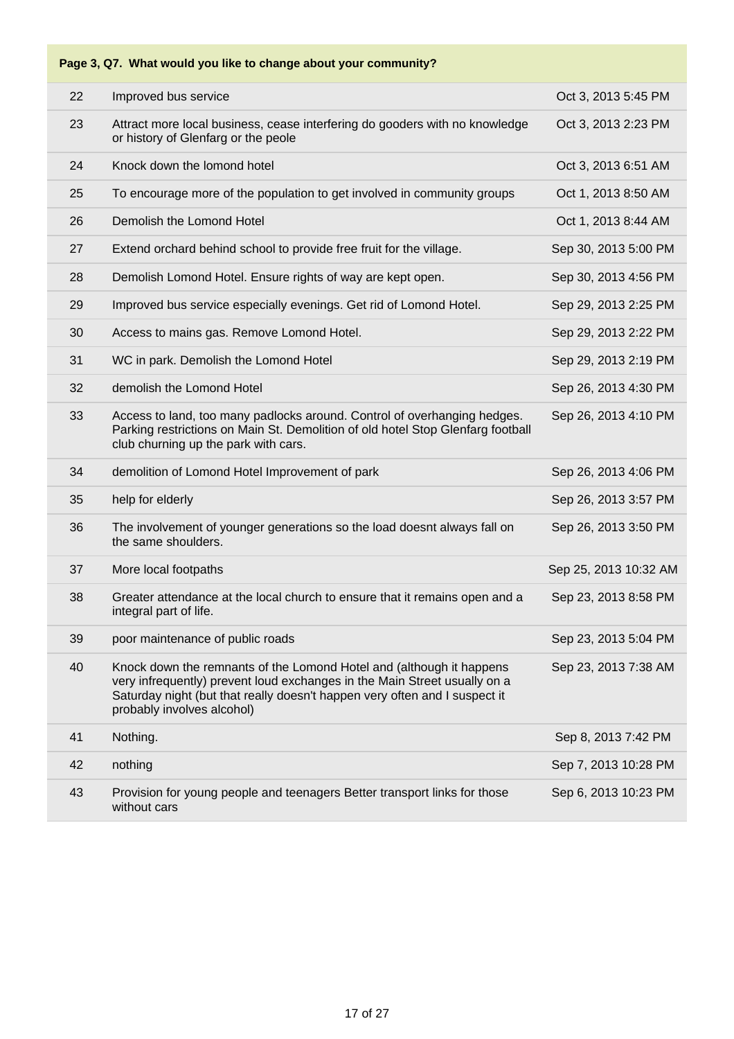**Page 3, Q7. What would you like to change about your community?**

| | | |
|---|---|---|
| 22 | Improved bus service | Oct 3, 2013 5:45 PM |
| 23 | Attract more local business, cease interfering do gooders with no knowledge or history of Glenfarg or the peole | Oct 3, 2013 2:23 PM |
| 24 | Knock down the lomond hotel | Oct 3, 2013 6:51 AM |
| 25 | To encourage more of the population to get involved in community groups | Oct 1, 2013 8:50 AM |
| 26 | Demolish the Lomond Hotel | Oct 1, 2013 8:44 AM |
| 27 | Extend orchard behind school to provide free fruit for the village. | Sep 30, 2013 5:00 PM |
| 28 | Demolish Lomond Hotel. Ensure rights of way are kept open. | Sep 30, 2013 4:56 PM |
| 29 | Improved bus service especially evenings. Get rid of Lomond Hotel. | Sep 29, 2013 2:25 PM |
| 30 | Access to mains gas. Remove Lomond Hotel. | Sep 29, 2013 2:22 PM |
| 31 | WC in park. Demolish the Lomond Hotel | Sep 29, 2013 2:19 PM |
| 32 | demolish the Lomond Hotel | Sep 26, 2013 4:30 PM |
| 33 | Access to land, too many padlocks around. Control of overhanging hedges. Parking restrictions on Main St. Demolition of old hotel Stop Glenfarg football club churning up the park with cars. | Sep 26, 2013 4:10 PM |
| 34 | demolition of Lomond Hotel Improvement of park | Sep 26, 2013 4:06 PM |
| 35 | help for elderly | Sep 26, 2013 3:57 PM |
| 36 | The involvement of younger generations so the load doesnt always fall on the same shoulders. | Sep 26, 2013 3:50 PM |
| 37 | More local footpaths | Sep 25, 2013 10:32 AM |
| 38 | Greater attendance at the local church to ensure that it remains open and a integral part of life. | Sep 23, 2013 8:58 PM |
| 39 | poor maintenance of public roads | Sep 23, 2013 5:04 PM |
| 40 | Knock down the remnants of the Lomond Hotel and (although it happens very infrequently) prevent loud exchanges in the Main Street usually on a Saturday night (but that really doesn't happen very often and I suspect it probably involves alcohol) | Sep 23, 2013 7:38 AM |
| 41 | Nothing. | Sep 8, 2013 7:42 PM |
| 42 | nothing | Sep 7, 2013 10:28 PM |
| 43 | Provision for young people and teenagers Better transport links for those without cars | Sep 6, 2013 10:23 PM |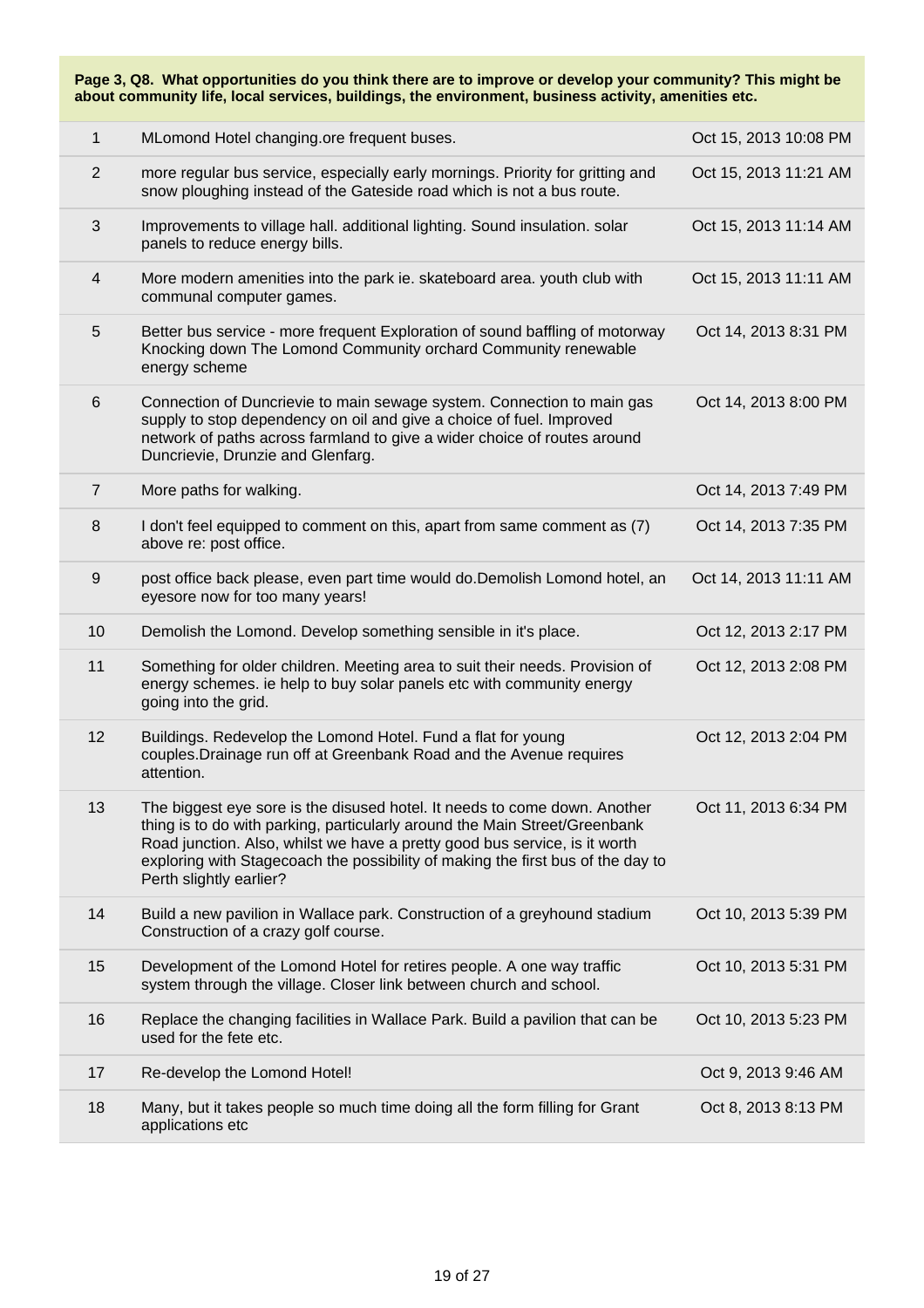**Page 3, Q8. What opportunities do you think there are to improve or develop your community? This might be about community life, local services, buildings, the environment, business activity, amenities etc.**

| | | |
|---|---|---|
| 1 | MLomond Hotel changing.ore frequent buses. | Oct 15, 2013 10:08 PM |
| 2 | more regular bus service, especially early mornings. Priority for gritting and snow ploughing instead of the Gateside road which is not a bus route. | Oct 15, 2013 11:21 AM |
| 3 | Improvements to village hall. additional lighting. Sound insulation. solar panels to reduce energy bills. | Oct 15, 2013 11:14 AM |
| 4 | More modern amenities into the park ie. skateboard area. youth club with communal computer games. | Oct 15, 2013 11:11 AM |
| 5 | Better bus service - more frequent Exploration of sound baffling of motorway Knocking down The Lomond Community orchard Community renewable energy scheme | Oct 14, 2013 8:31 PM |
| 6 | Connection of Duncrievie to main sewage system. Connection to main gas supply to stop dependency on oil and give a choice of fuel. Improved network of paths across farmland to give a wider choice of routes around Duncrievie, Drunzie and Glenfarg. | Oct 14, 2013 8:00 PM |
| 7 | More paths for walking. | Oct 14, 2013 7:49 PM |
| 8 | I don't feel equipped to comment on this, apart from same comment as (7) above re: post office. | Oct 14, 2013 7:35 PM |
| 9 | post office back please, even part time would do.Demolish Lomond hotel, an eyesore now for too many years! | Oct 14, 2013 11:11 AM |
| 10 | Demolish the Lomond. Develop something sensible in it's place. | Oct 12, 2013 2:17 PM |
| 11 | Something for older children. Meeting area to suit their needs. Provision of energy schemes. ie help to buy solar panels etc with community energy going into the grid. | Oct 12, 2013 2:08 PM |
| 12 | Buildings. Redevelop the Lomond Hotel. Fund a flat for young couples.Drainage run off at Greenbank Road and the Avenue requires attention. | Oct 12, 2013 2:04 PM |
| 13 | The biggest eye sore is the disused hotel. It needs to come down. Another thing is to do with parking, particularly around the Main Street/Greenbank Road junction. Also, whilst we have a pretty good bus service, is it worth exploring with Stagecoach the possibility of making the first bus of the day to Perth slightly earlier? | Oct 11, 2013 6:34 PM |
| 14 | Build a new pavilion in Wallace park. Construction of a greyhound stadium Construction of a crazy golf course. | Oct 10, 2013 5:39 PM |
| 15 | Development of the Lomond Hotel for retires people. A one way traffic system through the village. Closer link between church and school. | Oct 10, 2013 5:31 PM |
| 16 | Replace the changing facilities in Wallace Park. Build a pavilion that can be used for the fete etc. | Oct 10, 2013 5:23 PM |
| 17 | Re-develop the Lomond Hotel! | Oct 9, 2013 9:46 AM |
| 18 | Many, but it takes people so much time doing all the form filling for Grant applications etc | Oct 8, 2013 8:13 PM |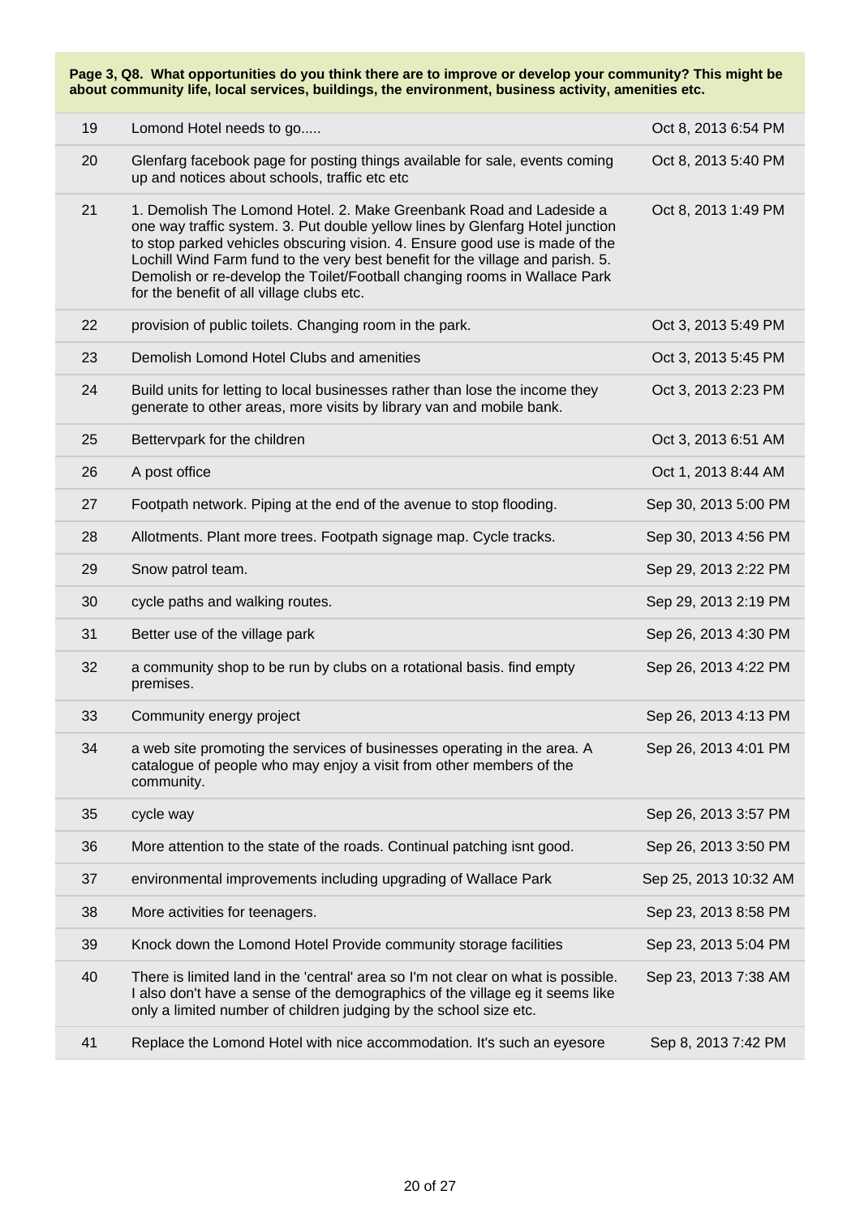**Page 3, Q8. What opportunities do you think there are to improve or develop your community? This might be about community life, local services, buildings, the environment, business activity, amenities etc.**

| | | |
|---|---|---|
| 19 | Lomond Hotel needs to go..... | Oct 8, 2013 6:54 PM |
| 20 | Glenfarg facebook page for posting things available for sale, events coming up and notices about schools, traffic etc etc | Oct 8, 2013 5:40 PM |
| 21 | 1. Demolish The Lomond Hotel. 2. Make Greenbank Road and Ladeside a one way traffic system. 3. Put double yellow lines by Glenfarg Hotel junction to stop parked vehicles obscuring vision. 4. Ensure good use is made of the Lochill Wind Farm fund to the very best benefit for the village and parish. 5. Demolish or re-develop the Toilet/Football changing rooms in Wallace Park for the benefit of all village clubs etc. | Oct 8, 2013 1:49 PM |
| 22 | provision of public toilets. Changing room in the park. | Oct 3, 2013 5:49 PM |
| 23 | Demolish Lomond Hotel Clubs and amenities | Oct 3, 2013 5:45 PM |
| 24 | Build units for letting to local businesses rather than lose the income they generate to other areas, more visits by library van and mobile bank. | Oct 3, 2013 2:23 PM |
| 25 | Bettervpark for the children | Oct 3, 2013 6:51 AM |
| 26 | A post office | Oct 1, 2013 8:44 AM |
| 27 | Footpath network. Piping at the end of the avenue to stop flooding. | Sep 30, 2013 5:00 PM |
| 28 | Allotments. Plant more trees. Footpath signage map. Cycle tracks. | Sep 30, 2013 4:56 PM |
| 29 | Snow patrol team. | Sep 29, 2013 2:22 PM |
| 30 | cycle paths and walking routes. | Sep 29, 2013 2:19 PM |
| 31 | Better use of the village park | Sep 26, 2013 4:30 PM |
| 32 | a community shop to be run by clubs on a rotational basis. find empty premises. | Sep 26, 2013 4:22 PM |
| 33 | Community energy project | Sep 26, 2013 4:13 PM |
| 34 | a web site promoting the services of businesses operating in the area. A catalogue of people who may enjoy a visit from other members of the community. | Sep 26, 2013 4:01 PM |
| 35 | cycle way | Sep 26, 2013 3:57 PM |
| 36 | More attention to the state of the roads. Continual patching isnt good. | Sep 26, 2013 3:50 PM |
| 37 | environmental improvements including upgrading of Wallace Park | Sep 25, 2013 10:32 AM |
| 38 | More activities for teenagers. | Sep 23, 2013 8:58 PM |
| 39 | Knock down the Lomond Hotel Provide community storage facilities | Sep 23, 2013 5:04 PM |
| 40 | There is limited land in the 'central' area so I'm not clear on what is possible. I also don't have a sense of the demographics of the village eg it seems like only a limited number of children judging by the school size etc. | Sep 23, 2013 7:38 AM |
| 41 | Replace the Lomond Hotel with nice accommodation. It's such an eyesore | Sep 8, 2013 7:42 PM |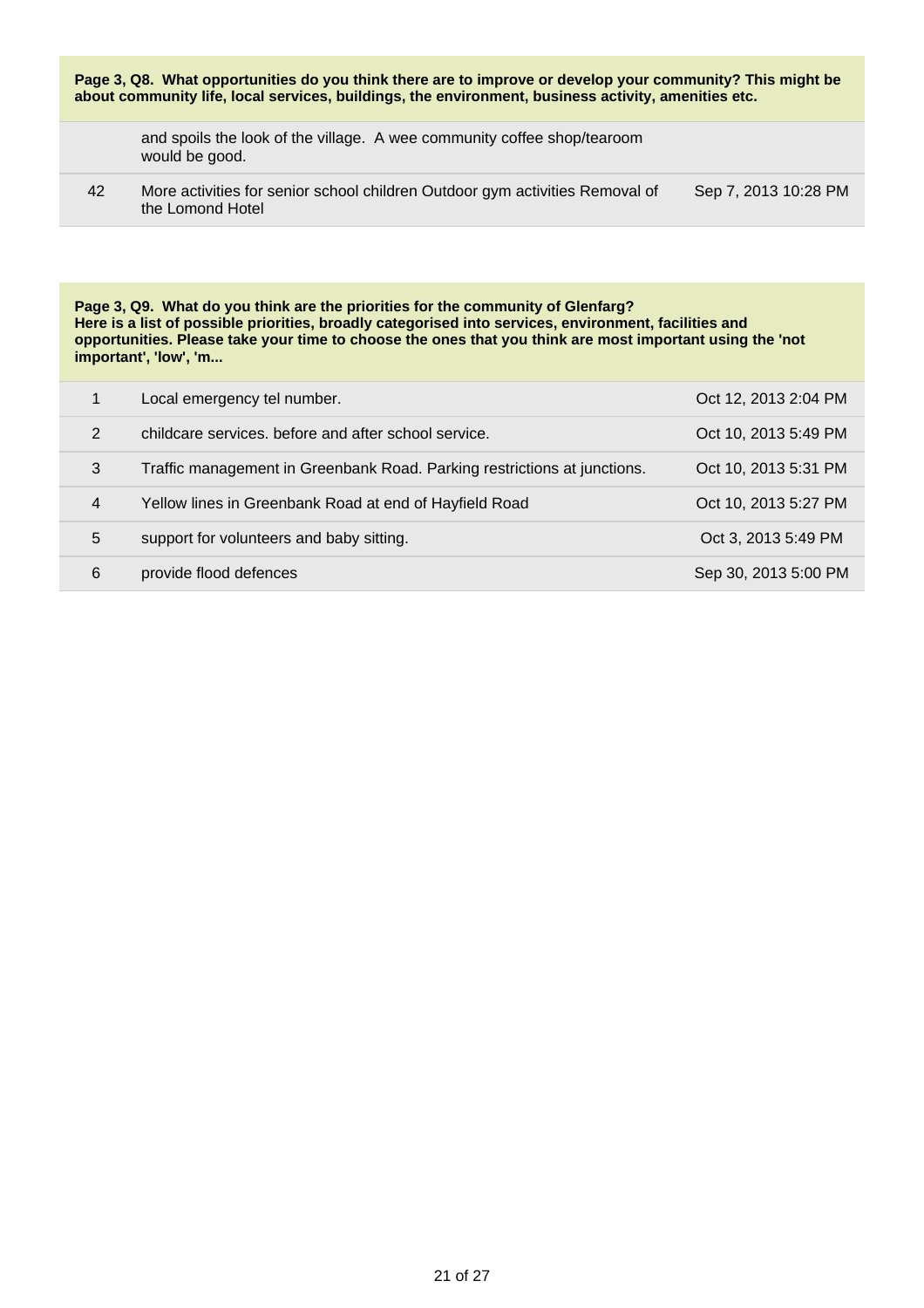**Page 3, Q8. What opportunities do you think there are to improve or develop your community? This might be about community life, local services, buildings, the environment, business activity, amenities etc.**

| | | |
|---|---|---|
| | and spoils the look of the village. A wee community coffee shop/tearoom would be good. | |
| 42 | More activities for senior school children Outdoor gym activities Removal of the Lomond Hotel | Sep 7, 2013 10:28 PM |

**Page 3, Q9. What do you think are the priorities for the community of Glenfarg?
Here is a list of possible priorities, broadly categorised into services, environment, facilities and opportunities. Please take your time to choose the ones that you think are most important using the 'not important', 'low', 'm...**

| | | |
|---|---|---|
| 1 | Local emergency tel number. | Oct 12, 2013 2:04 PM |
| 2 | childcare services. before and after school service. | Oct 10, 2013 5:49 PM |
| 3 | Traffic management in Greenbank Road. Parking restrictions at junctions. | Oct 10, 2013 5:31 PM |
| 4 | Yellow lines in Greenbank Road at end of Hayfield Road | Oct 10, 2013 5:27 PM |
| 5 | support for volunteers and baby sitting. | Oct 3, 2013 5:49 PM |
| 6 | provide flood defences | Sep 30, 2013 5:00 PM |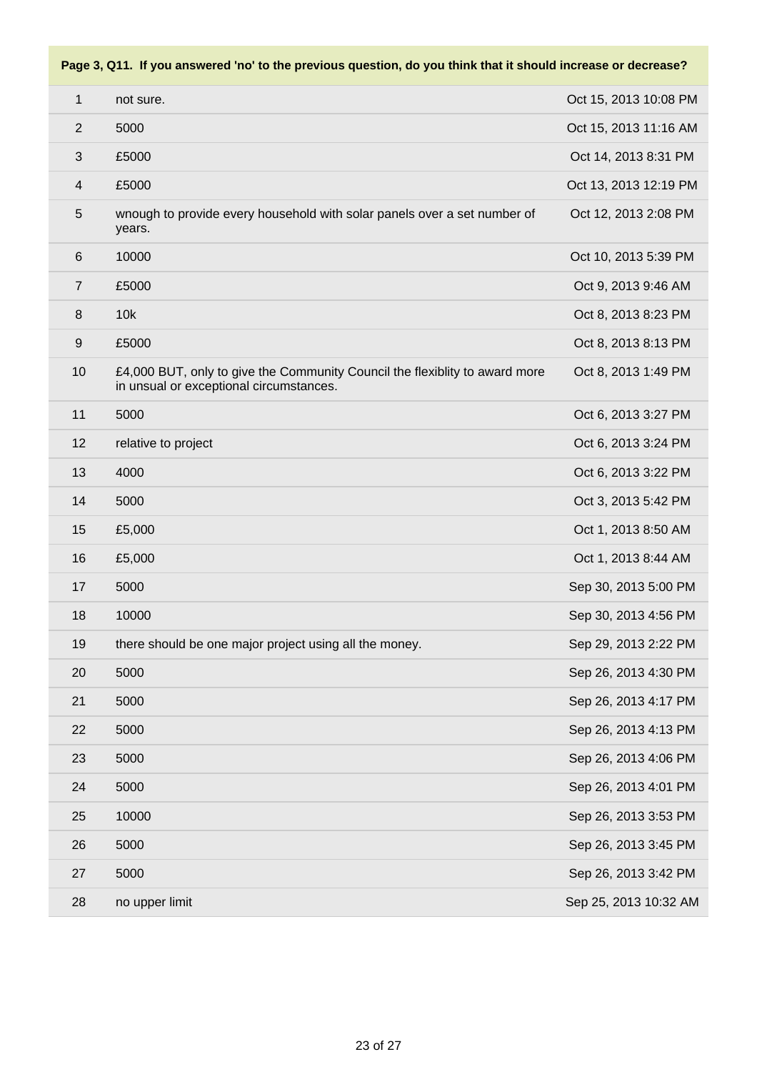**Page 3, Q11. If you answered 'no' to the previous question, do you think that it should increase or decrease?**

| | | |
|---|---|---|
| 1 | not sure. | Oct 15, 2013 10:08 PM |
| 2 | 5000 | Oct 15, 2013 11:16 AM |
| 3 | £5000 | Oct 14, 2013 8:31 PM |
| 4 | £5000 | Oct 13, 2013 12:19 PM |
| 5 | wnough to provide every household with solar panels over a set number of years. | Oct 12, 2013 2:08 PM |
| 6 | 10000 | Oct 10, 2013 5:39 PM |
| 7 | £5000 | Oct 9, 2013 9:46 AM |
| 8 | 10k | Oct 8, 2013 8:23 PM |
| 9 | £5000 | Oct 8, 2013 8:13 PM |
| 10 | £4,000 BUT, only to give the Community Council the flexiblity to award more in unsual or exceptional circumstances. | Oct 8, 2013 1:49 PM |
| 11 | 5000 | Oct 6, 2013 3:27 PM |
| 12 | relative to project | Oct 6, 2013 3:24 PM |
| 13 | 4000 | Oct 6, 2013 3:22 PM |
| 14 | 5000 | Oct 3, 2013 5:42 PM |
| 15 | £5,000 | Oct 1, 2013 8:50 AM |
| 16 | £5,000 | Oct 1, 2013 8:44 AM |
| 17 | 5000 | Sep 30, 2013 5:00 PM |
| 18 | 10000 | Sep 30, 2013 4:56 PM |
| 19 | there should be one major project using all the money. | Sep 29, 2013 2:22 PM |
| 20 | 5000 | Sep 26, 2013 4:30 PM |
| 21 | 5000 | Sep 26, 2013 4:17 PM |
| 22 | 5000 | Sep 26, 2013 4:13 PM |
| 23 | 5000 | Sep 26, 2013 4:06 PM |
| 24 | 5000 | Sep 26, 2013 4:01 PM |
| 25 | 10000 | Sep 26, 2013 3:53 PM |
| 26 | 5000 | Sep 26, 2013 3:45 PM |
| 27 | 5000 | Sep 26, 2013 3:42 PM |
| 28 | no upper limit | Sep 25, 2013 10:32 AM |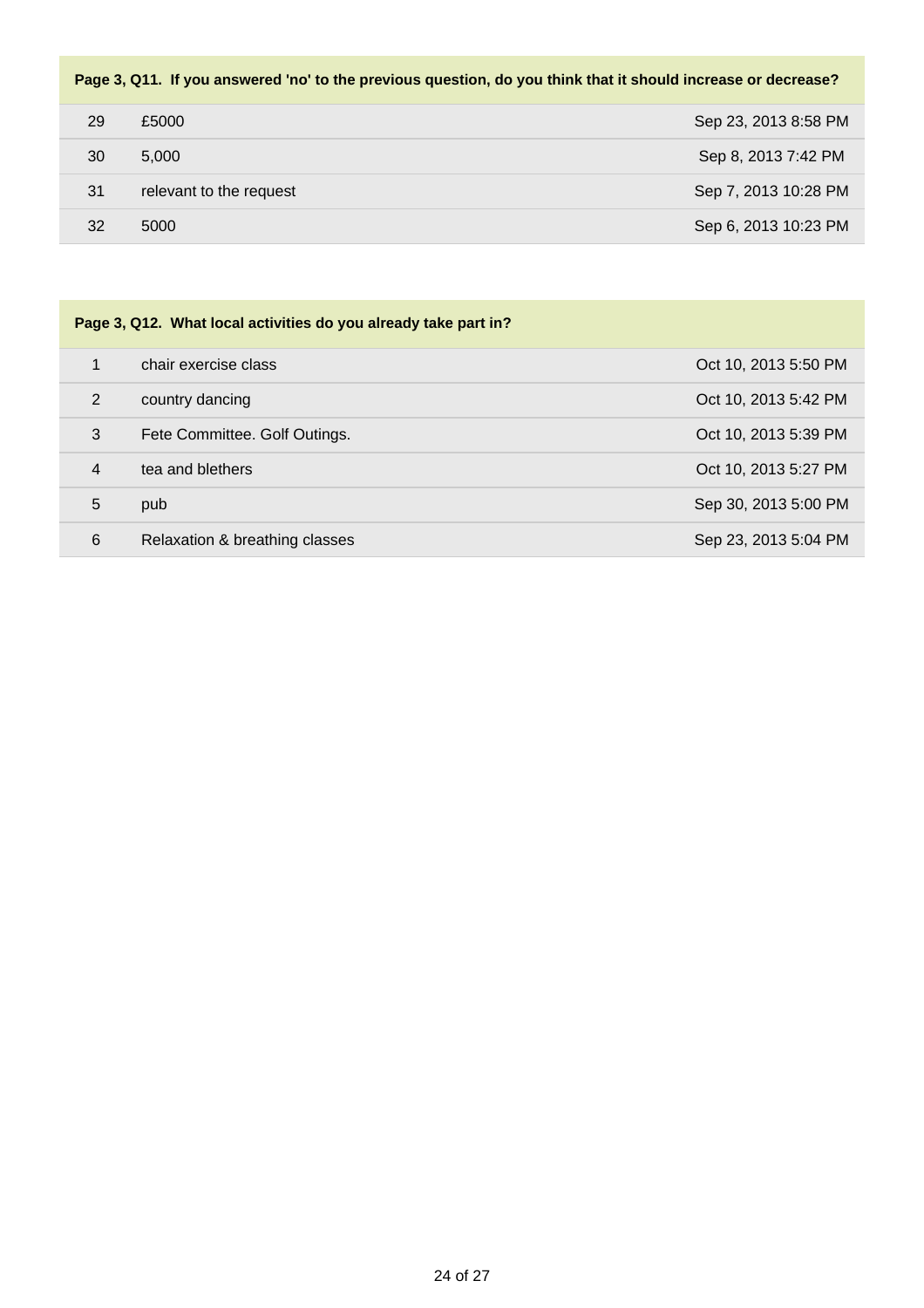| Page 3, Q11. If you answered 'no' to the previous question, do you think that it should increase or decrease? | | |
|---|---|---|
| 29 | £5000 | Sep 23, 2013 8:58 PM |
| 30 | 5,000 | Sep 8, 2013 7:42 PM |
| 31 | relevant to the request | Sep 7, 2013 10:28 PM |
| 32 | 5000 | Sep 6, 2013 10:23 PM |

| Page 3, Q12. What local activities do you already take part in? | | |
|---|---|---|
| 1 | chair exercise class | Oct 10, 2013 5:50 PM |
| 2 | country dancing | Oct 10, 2013 5:42 PM |
| 3 | Fete Committee. Golf Outings. | Oct 10, 2013 5:39 PM |
| 4 | tea and blethers | Oct 10, 2013 5:27 PM |
| 5 | pub | Sep 30, 2013 5:00 PM |
| 6 | Relaxation & breathing classes | Sep 23, 2013 5:04 PM |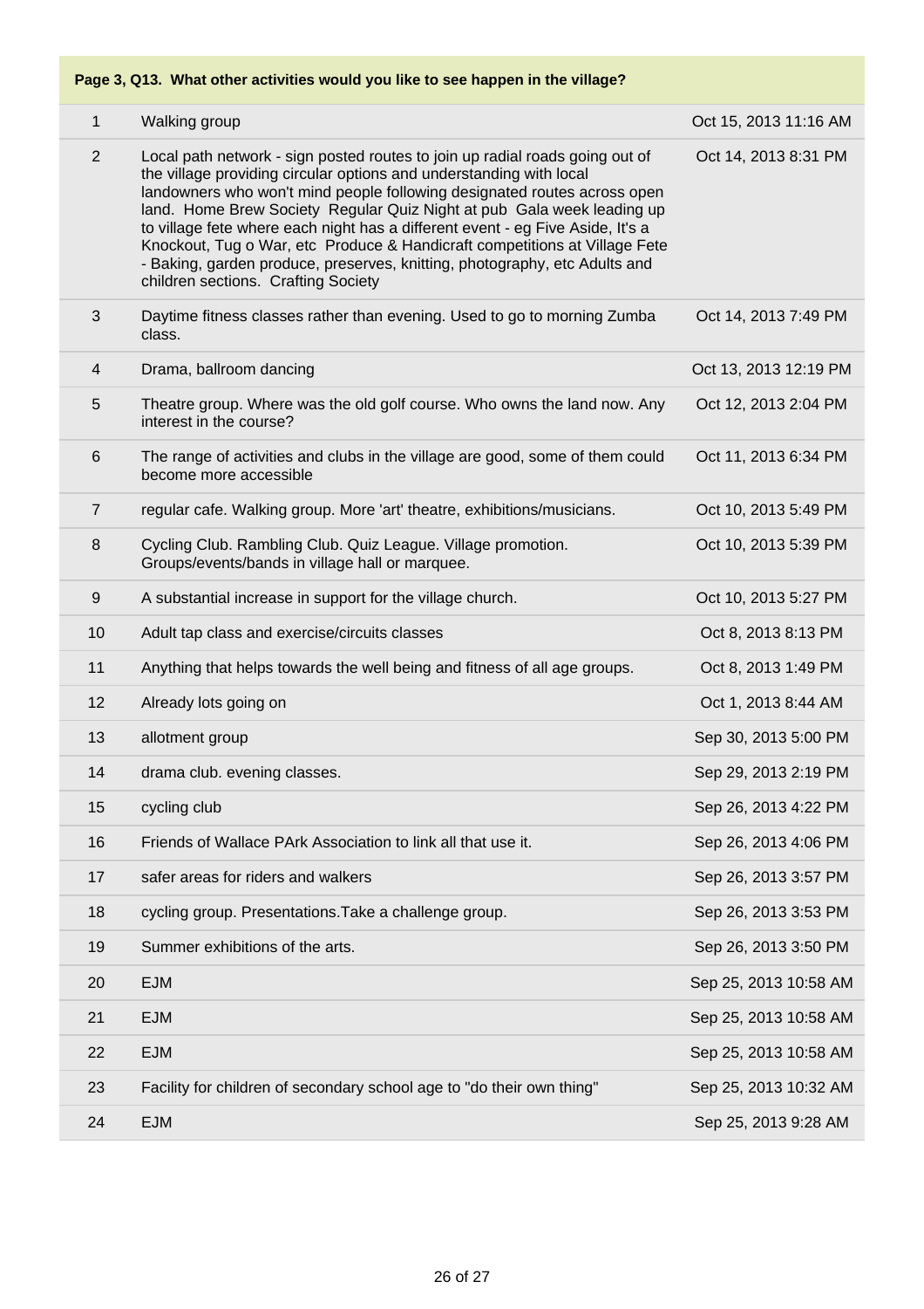**Page 3, Q13. What other activities would you like to see happen in the village?**

| # | Response | Date |
|---|---|---|
| 1 | Walking group | Oct 15, 2013 11:16 AM |
| 2 | Local path network - sign posted routes to join up radial roads going out of the village providing circular options and understanding with local landowners who won't mind people following designated routes across open land. Home Brew Society Regular Quiz Night at pub Gala week leading up to village fete where each night has a different event - eg Five Aside, It's a Knockout, Tug o War, etc Produce & Handicraft competitions at Village Fete - Baking, garden produce, preserves, knitting, photography, etc Adults and children sections. Crafting Society | Oct 14, 2013 8:31 PM |
| 3 | Daytime fitness classes rather than evening. Used to go to morning Zumba class. | Oct 14, 2013 7:49 PM |
| 4 | Drama, ballroom dancing | Oct 13, 2013 12:19 PM |
| 5 | Theatre group. Where was the old golf course. Who owns the land now. Any interest in the course? | Oct 12, 2013 2:04 PM |
| 6 | The range of activities and clubs in the village are good, some of them could become more accessible | Oct 11, 2013 6:34 PM |
| 7 | regular cafe. Walking group. More 'art' theatre, exhibitions/musicians. | Oct 10, 2013 5:49 PM |
| 8 | Cycling Club. Rambling Club. Quiz League. Village promotion. Groups/events/bands in village hall or marquee. | Oct 10, 2013 5:39 PM |
| 9 | A substantial increase in support for the village church. | Oct 10, 2013 5:27 PM |
| 10 | Adult tap class and exercise/circuits classes | Oct 8, 2013 8:13 PM |
| 11 | Anything that helps towards the well being and fitness of all age groups. | Oct 8, 2013 1:49 PM |
| 12 | Already lots going on | Oct 1, 2013 8:44 AM |
| 13 | allotment group | Sep 30, 2013 5:00 PM |
| 14 | drama club. evening classes. | Sep 29, 2013 2:19 PM |
| 15 | cycling club | Sep 26, 2013 4:22 PM |
| 16 | Friends of Wallace PArk Association to link all that use it. | Sep 26, 2013 4:06 PM |
| 17 | safer areas for riders and walkers | Sep 26, 2013 3:57 PM |
| 18 | cycling group. Presentations.Take a challenge group. | Sep 26, 2013 3:53 PM |
| 19 | Summer exhibitions of the arts. | Sep 26, 2013 3:50 PM |
| 20 | EJM | Sep 25, 2013 10:58 AM |
| 21 | EJM | Sep 25, 2013 10:58 AM |
| 22 | EJM | Sep 25, 2013 10:58 AM |
| 23 | Facility for children of secondary school age to "do their own thing" | Sep 25, 2013 10:32 AM |
| 24 | EJM | Sep 25, 2013 9:28 AM |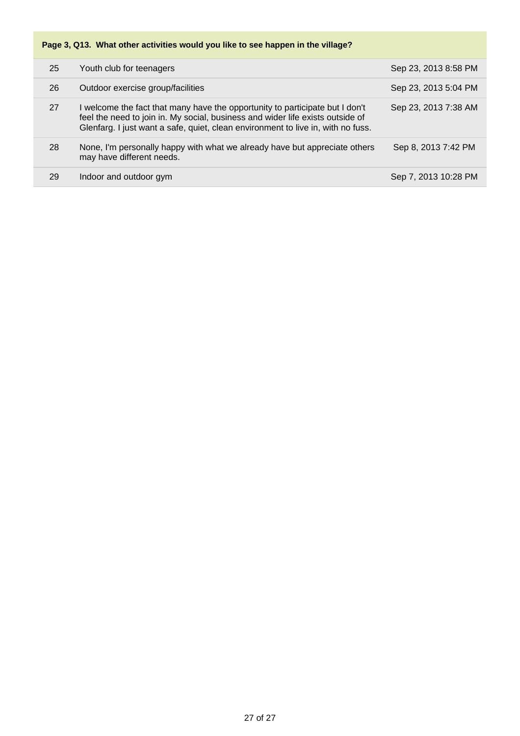**Page 3, Q13. What other activities would you like to see happen in the village?**

| | | |
|---|---|---|
| 25 | Youth club for teenagers | Sep 23, 2013 8:58 PM |
| 26 | Outdoor exercise group/facilities | Sep 23, 2013 5:04 PM |
| 27 | I welcome the fact that many have the opportunity to participate but I don't feel the need to join in. My social, business and wider life exists outside of Glenfarg. I just want a safe, quiet, clean environment to live in, with no fuss. | Sep 23, 2013 7:38 AM |
| 28 | None, I'm personally happy with what we already have but appreciate others may have different needs. | Sep 8, 2013 7:42 PM |
| 29 | Indoor and outdoor gym | Sep 7, 2013 10:28 PM |